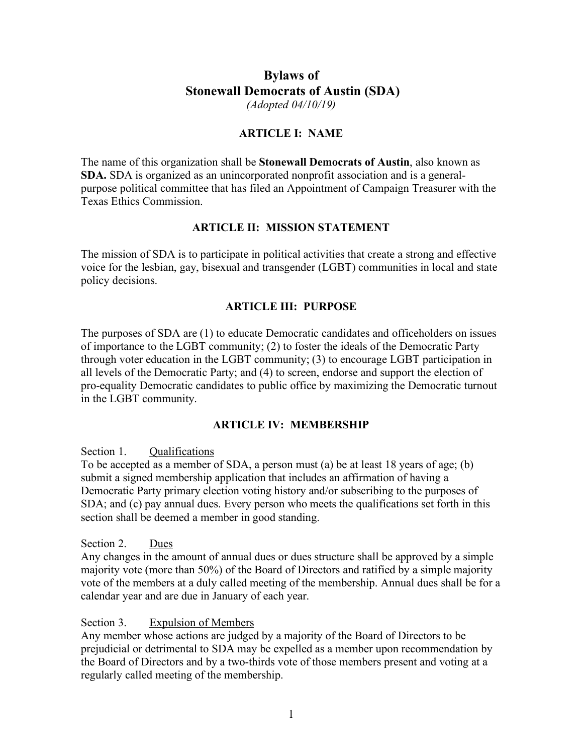# Bylaws of Stonewall Democrats of Austin (SDA)

*(Adopted 04/10/19)*

## ARTICLE I: NAME

The name of this organization shall be **Stonewall Democrats of Austin**, also known as **SDA.** SDA is organized as an unincorporated nonprofit association and is a general-purpose political committee that has filed an Appointment of Campaign Treasurer with the Texas Ethics Commission.

## ARTICLE II: MISSION STATEMENT

The mission of SDA is to participate in political activities that create a strong and effective voice for the lesbian, gay, bisexual and transgender (LGBT) communities in local and state policy decisions.

## ARTICLE III: PURPOSE

The purposes of SDA are (1) to educate Democratic candidates and officeholders on issues of importance to the LGBT community; (2) to foster the ideals of the Democratic Party through voter education in the LGBT community; (3) to encourage LGBT participation in all levels of the Democratic Party; and (4) to screen, endorse and support the election of pro-equality Democratic candidates to public office by maximizing the Democratic turnout in the LGBT community.

## ARTICLE IV: MEMBERSHIP

### Section 1. Qualifications

To be accepted as a member of SDA, a person must (a) be at least 18 years of age; (b) submit a signed membership application that includes an affirmation of having a Democratic Party primary election voting history and/or subscribing to the purposes of SDA; and (c) pay annual dues. Every person who meets the qualifications set forth in this section shall be deemed a member in good standing.

### Section 2. Dues

Any changes in the amount of annual dues or dues structure shall be approved by a simple majority vote (more than 50%) of the Board of Directors and ratified by a simple majority vote of the members at a duly called meeting of the membership. Annual dues shall be for a calendar year and are due in January of each year.

### Section 3. Expulsion of Members

Any member whose actions are judged by a majority of the Board of Directors to be prejudicial or detrimental to SDA may be expelled as a member upon recommendation by the Board of Directors and by a two-thirds vote of those members present and voting at a regularly called meeting of the membership.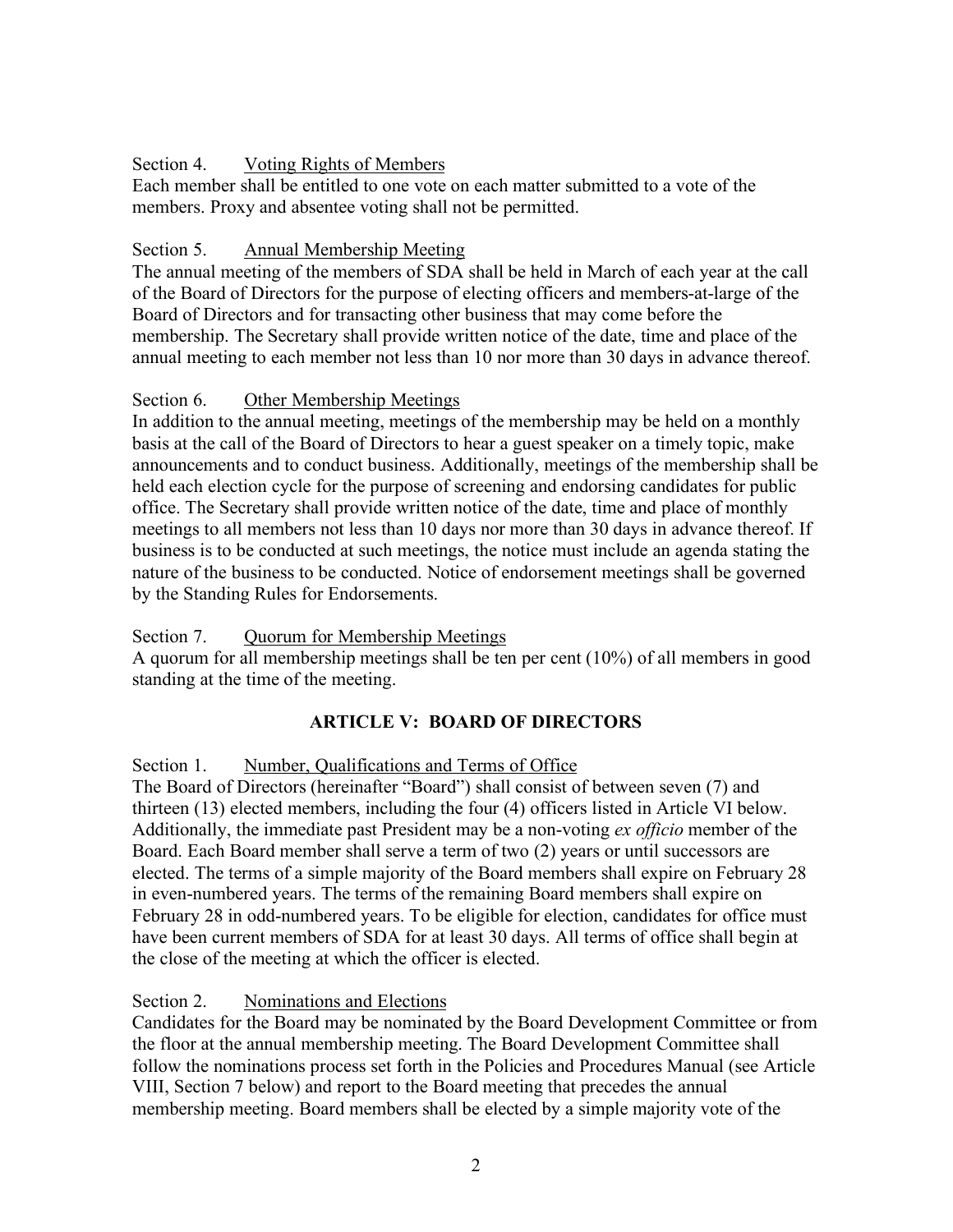Section 4. Voting Rights of Members

Each member shall be entitled to one vote on each matter submitted to a vote of the members. Proxy and absentee voting shall not be permitted.

Section 5. Annual Membership Meeting

The annual meeting of the members of SDA shall be held in March of each year at the call of the Board of Directors for the purpose of electing officers and members-at-large of the Board of Directors and for transacting other business that may come before the membership. The Secretary shall provide written notice of the date, time and place of the annual meeting to each member not less than 10 nor more than 30 days in advance thereof.

Section 6. Other Membership Meetings

In addition to the annual meeting, meetings of the membership may be held on a monthly basis at the call of the Board of Directors to hear a guest speaker on a timely topic, make announcements and to conduct business. Additionally, meetings of the membership shall be held each election cycle for the purpose of screening and endorsing candidates for public office. The Secretary shall provide written notice of the date, time and place of monthly meetings to all members not less than 10 days nor more than 30 days in advance thereof. If business is to be conducted at such meetings, the notice must include an agenda stating the nature of the business to be conducted. Notice of endorsement meetings shall be governed by the Standing Rules for Endorsements.

Section 7. Quorum for Membership Meetings

A quorum for all membership meetings shall be ten per cent (10%) of all members in good standing at the time of the meeting.

## ARTICLE V: BOARD OF DIRECTORS

Section 1. Number, Qualifications and Terms of Office

The Board of Directors (hereinafter "Board") shall consist of between seven (7) and thirteen (13) elected members, including the four (4) officers listed in Article VI below. Additionally, the immediate past President may be a non-voting *ex officio* member of the Board. Each Board member shall serve a term of two (2) years or until successors are elected. The terms of a simple majority of the Board members shall expire on February 28 in even-numbered years. The terms of the remaining Board members shall expire on February 28 in odd-numbered years. To be eligible for election, candidates for office must have been current members of SDA for at least 30 days. All terms of office shall begin at the close of the meeting at which the officer is elected.

Section 2. Nominations and Elections

Candidates for the Board may be nominated by the Board Development Committee or from the floor at the annual membership meeting. The Board Development Committee shall follow the nominations process set forth in the Policies and Procedures Manual (see Article VIII, Section 7 below) and report to the Board meeting that precedes the annual membership meeting. Board members shall be elected by a simple majority vote of the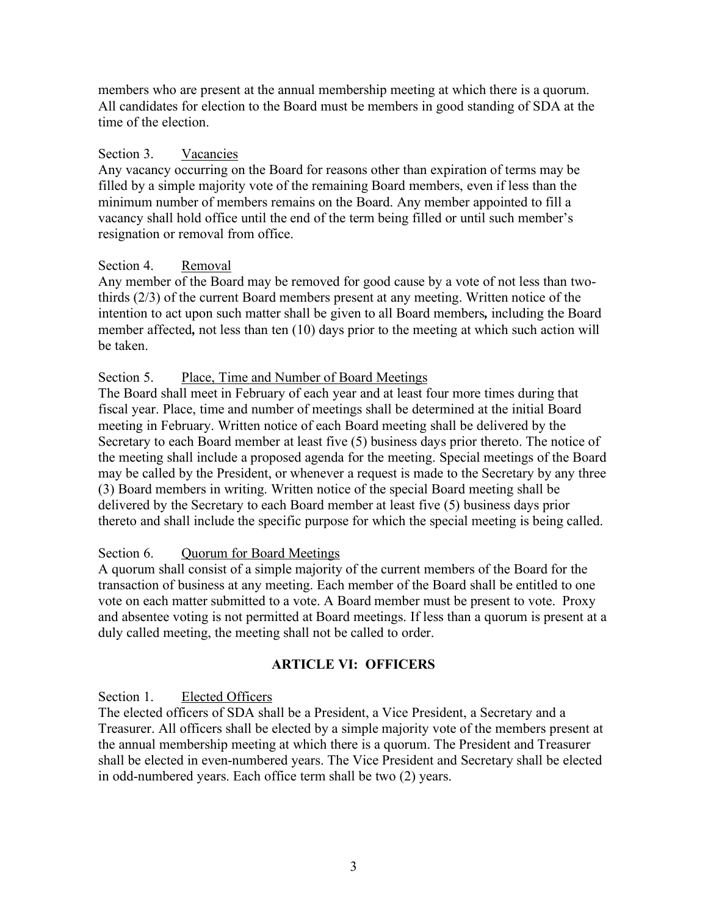members who are present at the annual membership meeting at which there is a quorum. All candidates for election to the Board must be members in good standing of SDA at the time of the election.

Section 3. Vacancies
Any vacancy occurring on the Board for reasons other than expiration of terms may be filled by a simple majority vote of the remaining Board members, even if less than the minimum number of members remains on the Board. Any member appointed to fill a vacancy shall hold office until the end of the term being filled or until such member's resignation or removal from office.

Section 4. Removal
Any member of the Board may be removed for good cause by a vote of not less than two-thirds (2/3) of the current Board members present at any meeting. Written notice of the intention to act upon such matter shall be given to all Board members**,** including the Board member affected**,** not less than ten (10) days prior to the meeting at which such action will be taken.

Section 5. Place, Time and Number of Board Meetings
The Board shall meet in February of each year and at least four more times during that fiscal year. Place, time and number of meetings shall be determined at the initial Board meeting in February. Written notice of each Board meeting shall be delivered by the Secretary to each Board member at least five (5) business days prior thereto. The notice of the meeting shall include a proposed agenda for the meeting. Special meetings of the Board may be called by the President, or whenever a request is made to the Secretary by any three (3) Board members in writing. Written notice of the special Board meeting shall be delivered by the Secretary to each Board member at least five (5) business days prior thereto and shall include the specific purpose for which the special meeting is being called.

Section 6. Quorum for Board Meetings
A quorum shall consist of a simple majority of the current members of the Board for the transaction of business at any meeting. Each member of the Board shall be entitled to one vote on each matter submitted to a vote. A Board member must be present to vote. Proxy and absentee voting is not permitted at Board meetings. If less than a quorum is present at a duly called meeting, the meeting shall not be called to order.

## ARTICLE VI: OFFICERS

Section 1. Elected Officers
The elected officers of SDA shall be a President, a Vice President, a Secretary and a Treasurer. All officers shall be elected by a simple majority vote of the members present at the annual membership meeting at which there is a quorum. The President and Treasurer shall be elected in even-numbered years. The Vice President and Secretary shall be elected in odd-numbered years. Each office term shall be two (2) years.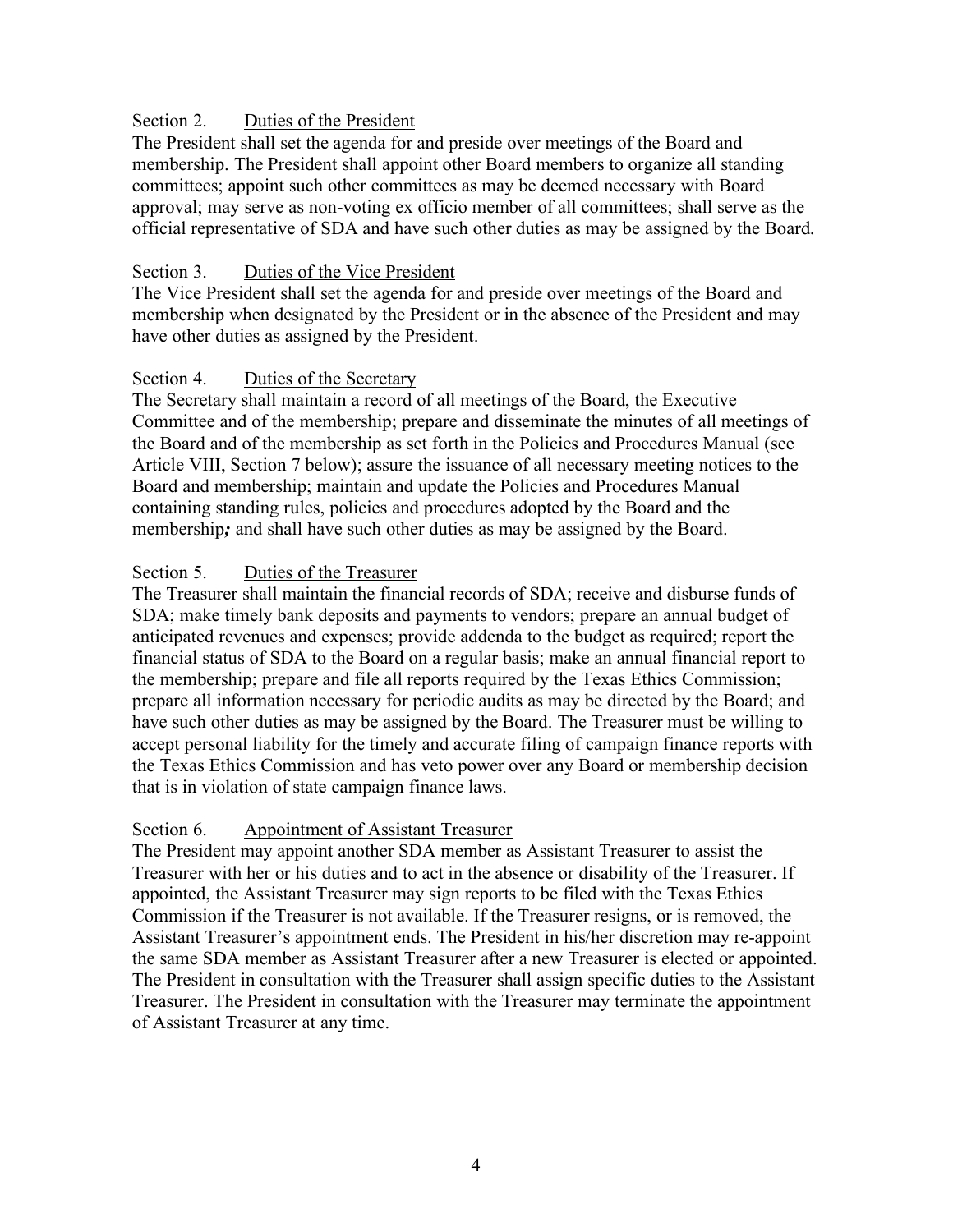## Section 2. Duties of the President

The President shall set the agenda for and preside over meetings of the Board and membership. The President shall appoint other Board members to organize all standing committees; appoint such other committees as may be deemed necessary with Board approval; may serve as non-voting ex officio member of all committees; shall serve as the official representative of SDA and have such other duties as may be assigned by the Board.

## Section 3. Duties of the Vice President

The Vice President shall set the agenda for and preside over meetings of the Board and membership when designated by the President or in the absence of the President and may have other duties as assigned by the President.

## Section 4. Duties of the Secretary

The Secretary shall maintain a record of all meetings of the Board, the Executive Committee and of the membership; prepare and disseminate the minutes of all meetings of the Board and of the membership as set forth in the Policies and Procedures Manual (see Article VIII, Section 7 below); assure the issuance of all necessary meeting notices to the Board and membership; maintain and update the Policies and Procedures Manual containing standing rules, policies and procedures adopted by the Board and the membership*;* and shall have such other duties as may be assigned by the Board.

## Section 5. Duties of the Treasurer

The Treasurer shall maintain the financial records of SDA; receive and disburse funds of SDA; make timely bank deposits and payments to vendors; prepare an annual budget of anticipated revenues and expenses; provide addenda to the budget as required; report the financial status of SDA to the Board on a regular basis; make an annual financial report to the membership; prepare and file all reports required by the Texas Ethics Commission; prepare all information necessary for periodic audits as may be directed by the Board; and have such other duties as may be assigned by the Board. The Treasurer must be willing to accept personal liability for the timely and accurate filing of campaign finance reports with the Texas Ethics Commission and has veto power over any Board or membership decision that is in violation of state campaign finance laws.

## Section 6. Appointment of Assistant Treasurer

The President may appoint another SDA member as Assistant Treasurer to assist the Treasurer with her or his duties and to act in the absence or disability of the Treasurer. If appointed, the Assistant Treasurer may sign reports to be filed with the Texas Ethics Commission if the Treasurer is not available. If the Treasurer resigns, or is removed, the Assistant Treasurer's appointment ends. The President in his/her discretion may re-appoint the same SDA member as Assistant Treasurer after a new Treasurer is elected or appointed. The President in consultation with the Treasurer shall assign specific duties to the Assistant Treasurer. The President in consultation with the Treasurer may terminate the appointment of Assistant Treasurer at any time.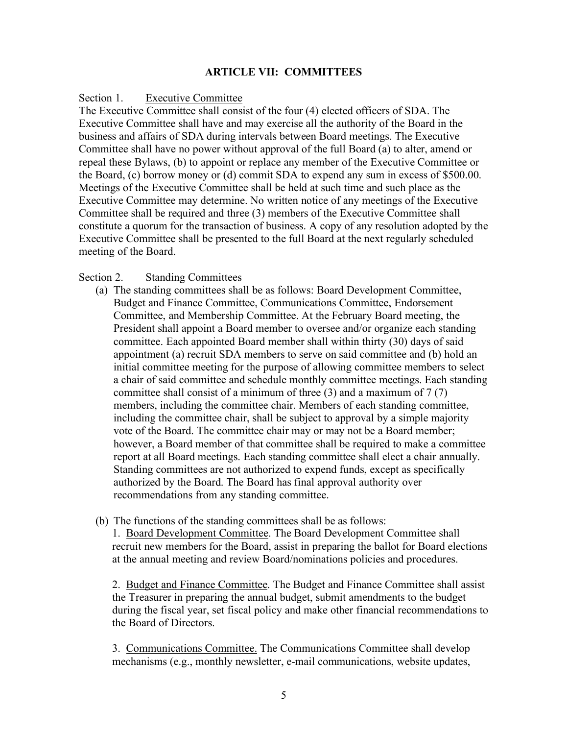## ARTICLE VII: COMMITTEES

Section 1. Executive Committee

The Executive Committee shall consist of the four (4) elected officers of SDA. The Executive Committee shall have and may exercise all the authority of the Board in the business and affairs of SDA during intervals between Board meetings. The Executive Committee shall have no power without approval of the full Board (a) to alter, amend or repeal these Bylaws, (b) to appoint or replace any member of the Executive Committee or the Board, (c) borrow money or (d) commit SDA to expend any sum in excess of $500.00. Meetings of the Executive Committee shall be held at such time and such place as the Executive Committee may determine. No written notice of any meetings of the Executive Committee shall be required and three (3) members of the Executive Committee shall constitute a quorum for the transaction of business. A copy of any resolution adopted by the Executive Committee shall be presented to the full Board at the next regularly scheduled meeting of the Board.

Section 2. Standing Committees

(a) The standing committees shall be as follows: Board Development Committee, Budget and Finance Committee, Communications Committee, Endorsement Committee, and Membership Committee. At the February Board meeting, the President shall appoint a Board member to oversee and/or organize each standing committee. Each appointed Board member shall within thirty (30) days of said appointment (a) recruit SDA members to serve on said committee and (b) hold an initial committee meeting for the purpose of allowing committee members to select a chair of said committee and schedule monthly committee meetings. Each standing committee shall consist of a minimum of three (3) and a maximum of 7 (7) members, including the committee chair. Members of each standing committee, including the committee chair, shall be subject to approval by a simple majority vote of the Board. The committee chair may or may not be a Board member; however, a Board member of that committee shall be required to make a committee report at all Board meetings. Each standing committee shall elect a chair annually. Standing committees are not authorized to expend funds, except as specifically authorized by the Board. The Board has final approval authority over recommendations from any standing committee.

(b) The functions of the standing committees shall be as follows:

1. Board Development Committee. The Board Development Committee shall recruit new members for the Board, assist in preparing the ballot for Board elections at the annual meeting and review Board/nominations policies and procedures.

2. Budget and Finance Committee. The Budget and Finance Committee shall assist the Treasurer in preparing the annual budget, submit amendments to the budget during the fiscal year, set fiscal policy and make other financial recommendations to the Board of Directors.

3. Communications Committee. The Communications Committee shall develop mechanisms (e.g., monthly newsletter, e-mail communications, website updates,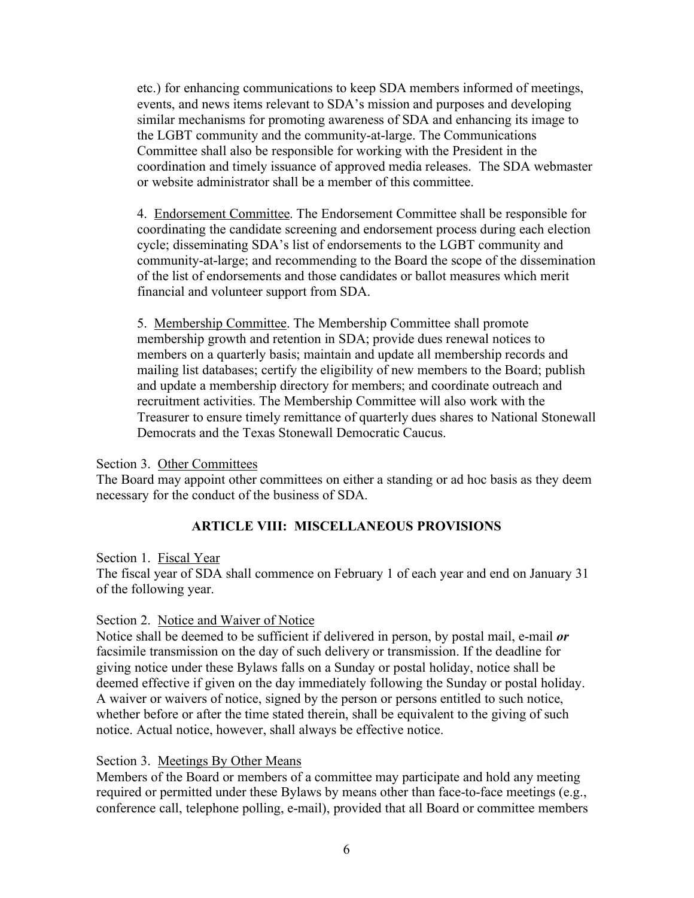etc.) for enhancing communications to keep SDA members informed of meetings, events, and news items relevant to SDA's mission and purposes and developing similar mechanisms for promoting awareness of SDA and enhancing its image to the LGBT community and the community-at-large. The Communications Committee shall also be responsible for working with the President in the coordination and timely issuance of approved media releases. The SDA webmaster or website administrator shall be a member of this committee.

4. Endorsement Committee. The Endorsement Committee shall be responsible for coordinating the candidate screening and endorsement process during each election cycle; disseminating SDA's list of endorsements to the LGBT community and community-at-large; and recommending to the Board the scope of the dissemination of the list of endorsements and those candidates or ballot measures which merit financial and volunteer support from SDA.

5. Membership Committee. The Membership Committee shall promote membership growth and retention in SDA; provide dues renewal notices to members on a quarterly basis; maintain and update all membership records and mailing list databases; certify the eligibility of new members to the Board; publish and update a membership directory for members; and coordinate outreach and recruitment activities. The Membership Committee will also work with the Treasurer to ensure timely remittance of quarterly dues shares to National Stonewall Democrats and the Texas Stonewall Democratic Caucus.

Section 3. Other Committees

The Board may appoint other committees on either a standing or ad hoc basis as they deem necessary for the conduct of the business of SDA.

## ARTICLE VIII: MISCELLANEOUS PROVISIONS

Section 1. Fiscal Year

The fiscal year of SDA shall commence on February 1 of each year and end on January 31 of the following year.

Section 2. Notice and Waiver of Notice

Notice shall be deemed to be sufficient if delivered in person, by postal mail, e-mail ***or*** facsimile transmission on the day of such delivery or transmission. If the deadline for giving notice under these Bylaws falls on a Sunday or postal holiday, notice shall be deemed effective if given on the day immediately following the Sunday or postal holiday. A waiver or waivers of notice, signed by the person or persons entitled to such notice, whether before or after the time stated therein, shall be equivalent to the giving of such notice. Actual notice, however, shall always be effective notice.

Section 3. Meetings By Other Means

Members of the Board or members of a committee may participate and hold any meeting required or permitted under these Bylaws by means other than face-to-face meetings (e.g., conference call, telephone polling, e-mail), provided that all Board or committee members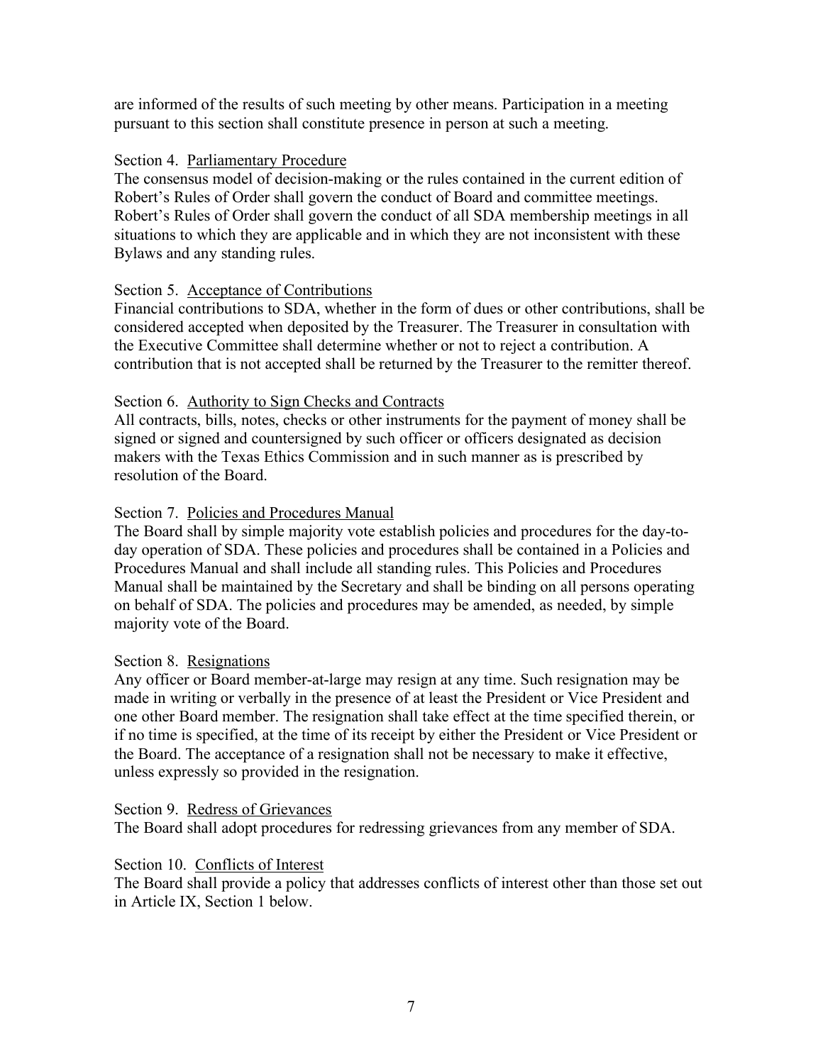are informed of the results of such meeting by other means. Participation in a meeting pursuant to this section shall constitute presence in person at such a meeting.

Section 4. Parliamentary Procedure

The consensus model of decision-making or the rules contained in the current edition of Robert's Rules of Order shall govern the conduct of Board and committee meetings. Robert's Rules of Order shall govern the conduct of all SDA membership meetings in all situations to which they are applicable and in which they are not inconsistent with these Bylaws and any standing rules.

Section 5. Acceptance of Contributions

Financial contributions to SDA, whether in the form of dues or other contributions, shall be considered accepted when deposited by the Treasurer. The Treasurer in consultation with the Executive Committee shall determine whether or not to reject a contribution. A contribution that is not accepted shall be returned by the Treasurer to the remitter thereof.

Section 6. Authority to Sign Checks and Contracts

All contracts, bills, notes, checks or other instruments for the payment of money shall be signed or signed and countersigned by such officer or officers designated as decision makers with the Texas Ethics Commission and in such manner as is prescribed by resolution of the Board.

Section 7. Policies and Procedures Manual

The Board shall by simple majority vote establish policies and procedures for the day-to-day operation of SDA. These policies and procedures shall be contained in a Policies and Procedures Manual and shall include all standing rules. This Policies and Procedures Manual shall be maintained by the Secretary and shall be binding on all persons operating on behalf of SDA. The policies and procedures may be amended, as needed, by simple majority vote of the Board.

Section 8. Resignations

Any officer or Board member-at-large may resign at any time. Such resignation may be made in writing or verbally in the presence of at least the President or Vice President and one other Board member. The resignation shall take effect at the time specified therein, or if no time is specified, at the time of its receipt by either the President or Vice President or the Board. The acceptance of a resignation shall not be necessary to make it effective, unless expressly so provided in the resignation.

Section 9. Redress of Grievances

The Board shall adopt procedures for redressing grievances from any member of SDA.

Section 10. Conflicts of Interest

The Board shall provide a policy that addresses conflicts of interest other than those set out in Article IX, Section 1 below.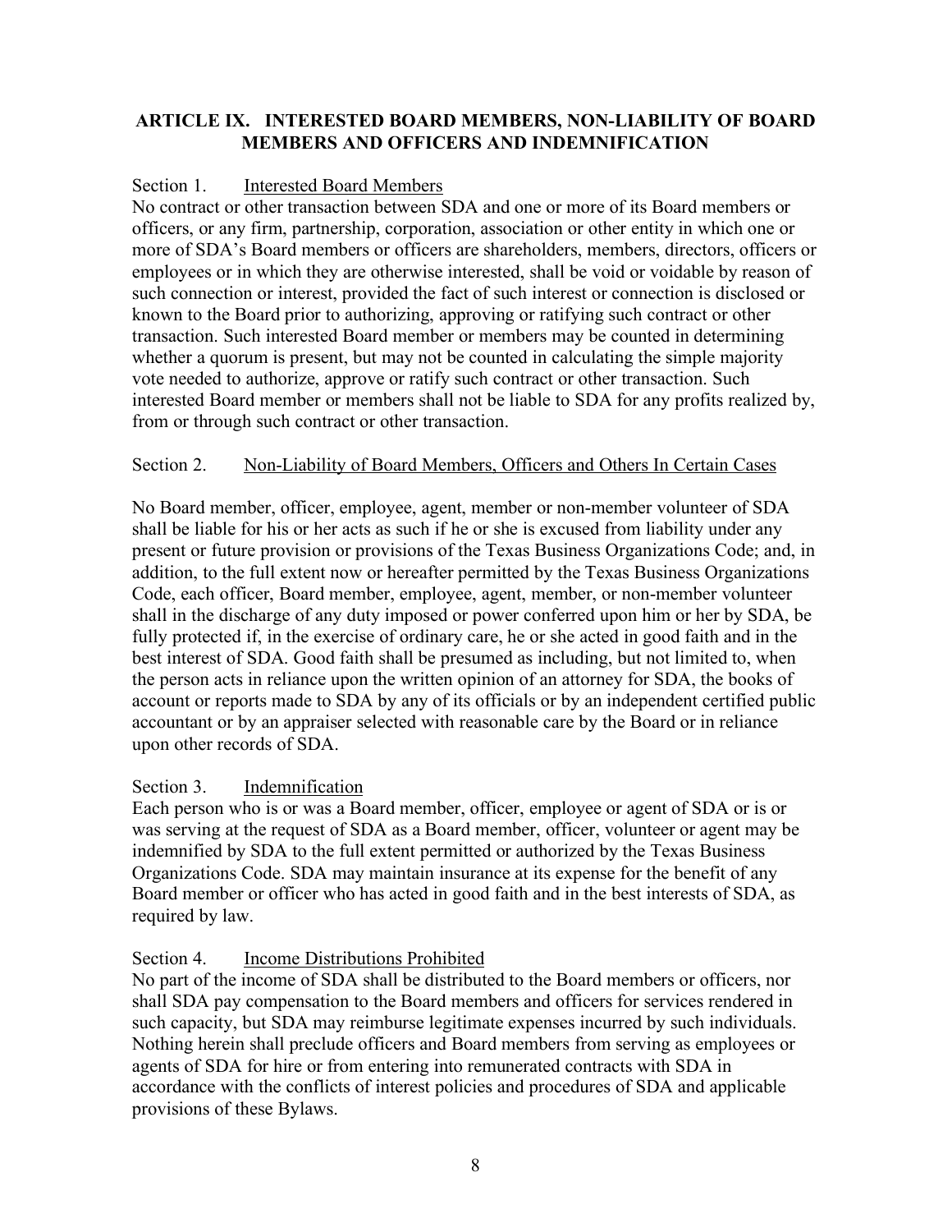## ARTICLE IX. INTERESTED BOARD MEMBERS, NON-LIABILITY OF BOARD MEMBERS AND OFFICERS AND INDEMNIFICATION

### Section 1. Interested Board Members

No contract or other transaction between SDA and one or more of its Board members or officers, or any firm, partnership, corporation, association or other entity in which one or more of SDA's Board members or officers are shareholders, members, directors, officers or employees or in which they are otherwise interested, shall be void or voidable by reason of such connection or interest, provided the fact of such interest or connection is disclosed or known to the Board prior to authorizing, approving or ratifying such contract or other transaction. Such interested Board member or members may be counted in determining whether a quorum is present, but may not be counted in calculating the simple majority vote needed to authorize, approve or ratify such contract or other transaction. Such interested Board member or members shall not be liable to SDA for any profits realized by, from or through such contract or other transaction.

### Section 2. Non-Liability of Board Members, Officers and Others In Certain Cases

No Board member, officer, employee, agent, member or non-member volunteer of SDA shall be liable for his or her acts as such if he or she is excused from liability under any present or future provision or provisions of the Texas Business Organizations Code; and, in addition, to the full extent now or hereafter permitted by the Texas Business Organizations Code, each officer, Board member, employee, agent, member, or non-member volunteer shall in the discharge of any duty imposed or power conferred upon him or her by SDA, be fully protected if, in the exercise of ordinary care, he or she acted in good faith and in the best interest of SDA. Good faith shall be presumed as including, but not limited to, when the person acts in reliance upon the written opinion of an attorney for SDA, the books of account or reports made to SDA by any of its officials or by an independent certified public accountant or by an appraiser selected with reasonable care by the Board or in reliance upon other records of SDA.

### Section 3. Indemnification

Each person who is or was a Board member, officer, employee or agent of SDA or is or was serving at the request of SDA as a Board member, officer, volunteer or agent may be indemnified by SDA to the full extent permitted or authorized by the Texas Business Organizations Code. SDA may maintain insurance at its expense for the benefit of any Board member or officer who has acted in good faith and in the best interests of SDA, as required by law.

### Section 4. Income Distributions Prohibited

No part of the income of SDA shall be distributed to the Board members or officers, nor shall SDA pay compensation to the Board members and officers for services rendered in such capacity, but SDA may reimburse legitimate expenses incurred by such individuals. Nothing herein shall preclude officers and Board members from serving as employees or agents of SDA for hire or from entering into remunerated contracts with SDA in accordance with the conflicts of interest policies and procedures of SDA and applicable provisions of these Bylaws.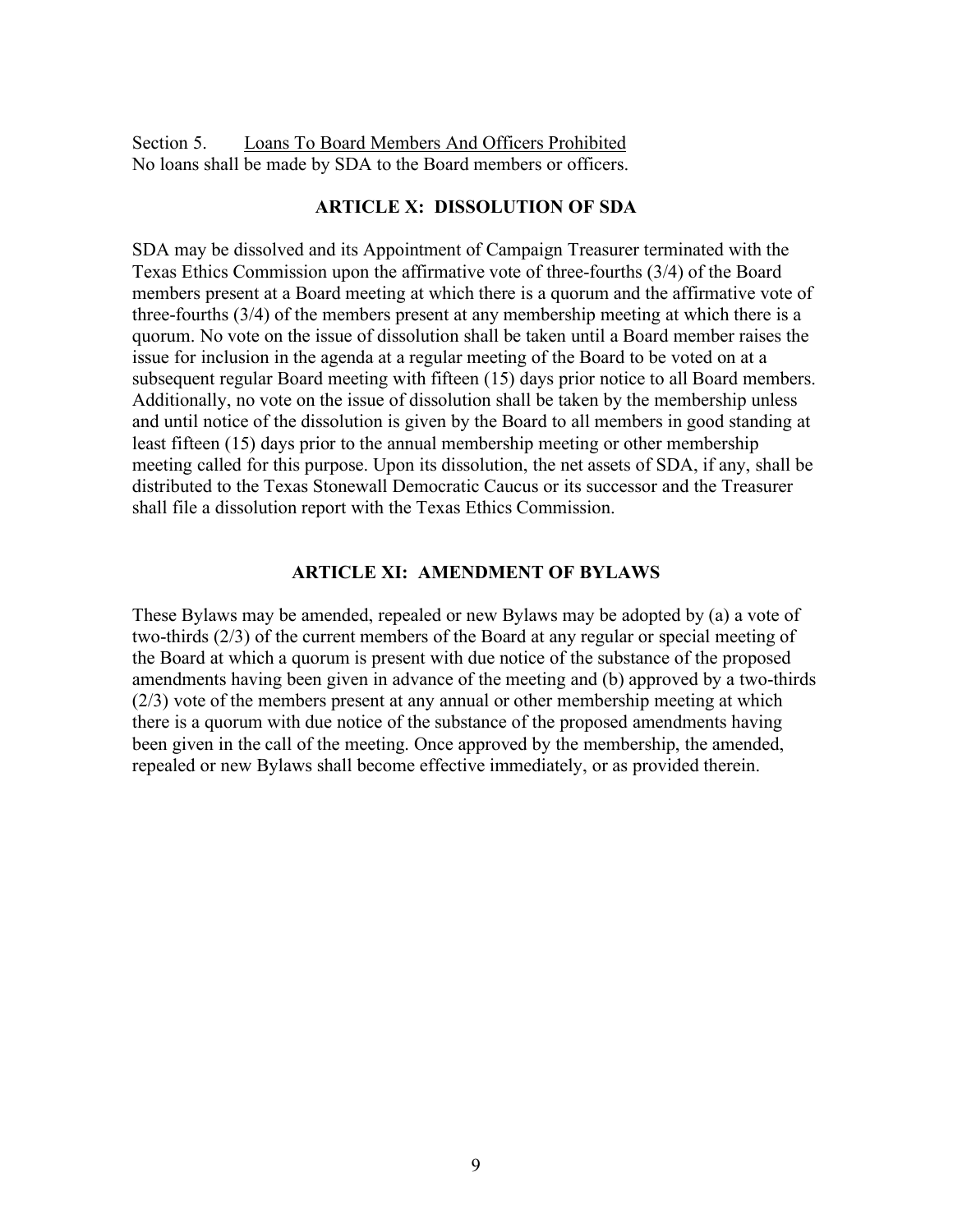Section 5. Loans To Board Members And Officers Prohibited
No loans shall be made by SDA to the Board members or officers.

## ARTICLE X: DISSOLUTION OF SDA

SDA may be dissolved and its Appointment of Campaign Treasurer terminated with the Texas Ethics Commission upon the affirmative vote of three-fourths (3/4) of the Board members present at a Board meeting at which there is a quorum and the affirmative vote of three-fourths (3/4) of the members present at any membership meeting at which there is a quorum. No vote on the issue of dissolution shall be taken until a Board member raises the issue for inclusion in the agenda at a regular meeting of the Board to be voted on at a subsequent regular Board meeting with fifteen (15) days prior notice to all Board members. Additionally, no vote on the issue of dissolution shall be taken by the membership unless and until notice of the dissolution is given by the Board to all members in good standing at least fifteen (15) days prior to the annual membership meeting or other membership meeting called for this purpose. Upon its dissolution, the net assets of SDA, if any, shall be distributed to the Texas Stonewall Democratic Caucus or its successor and the Treasurer shall file a dissolution report with the Texas Ethics Commission.

## ARTICLE XI: AMENDMENT OF BYLAWS

These Bylaws may be amended, repealed or new Bylaws may be adopted by (a) a vote of two-thirds (2/3) of the current members of the Board at any regular or special meeting of the Board at which a quorum is present with due notice of the substance of the proposed amendments having been given in advance of the meeting and (b) approved by a two-thirds (2/3) vote of the members present at any annual or other membership meeting at which there is a quorum with due notice of the substance of the proposed amendments having been given in the call of the meeting. Once approved by the membership, the amended, repealed or new Bylaws shall become effective immediately, or as provided therein.